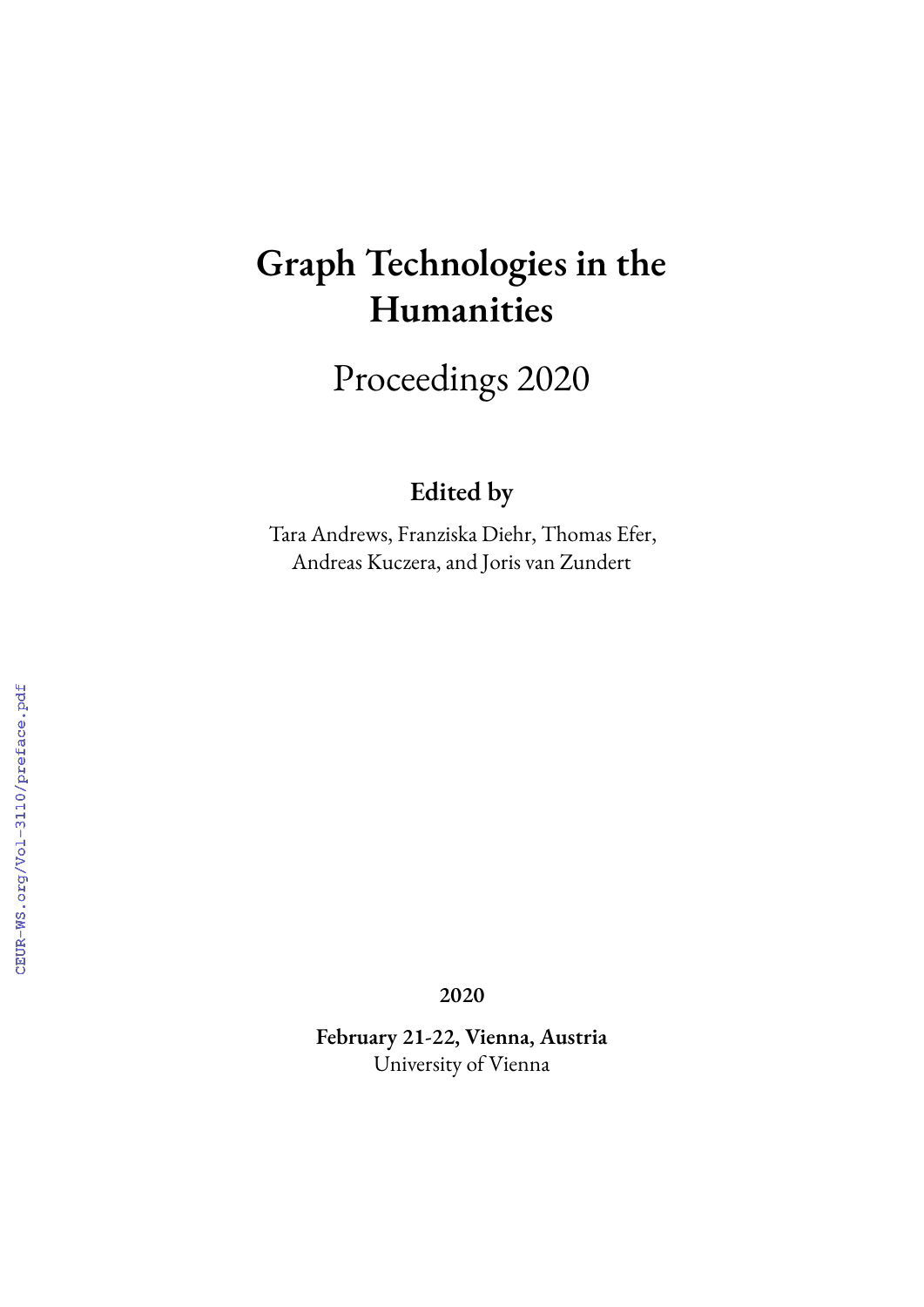# Graph Technologies in the Humanities

## Proceedings 2020

**Edited by**

Tara Andrews, Franziska Diehr, Thomas Efer, Andreas Kuczera, and Joris van Zundert

**2020**

**February 21-22, Vienna, Austria**
University of Vienna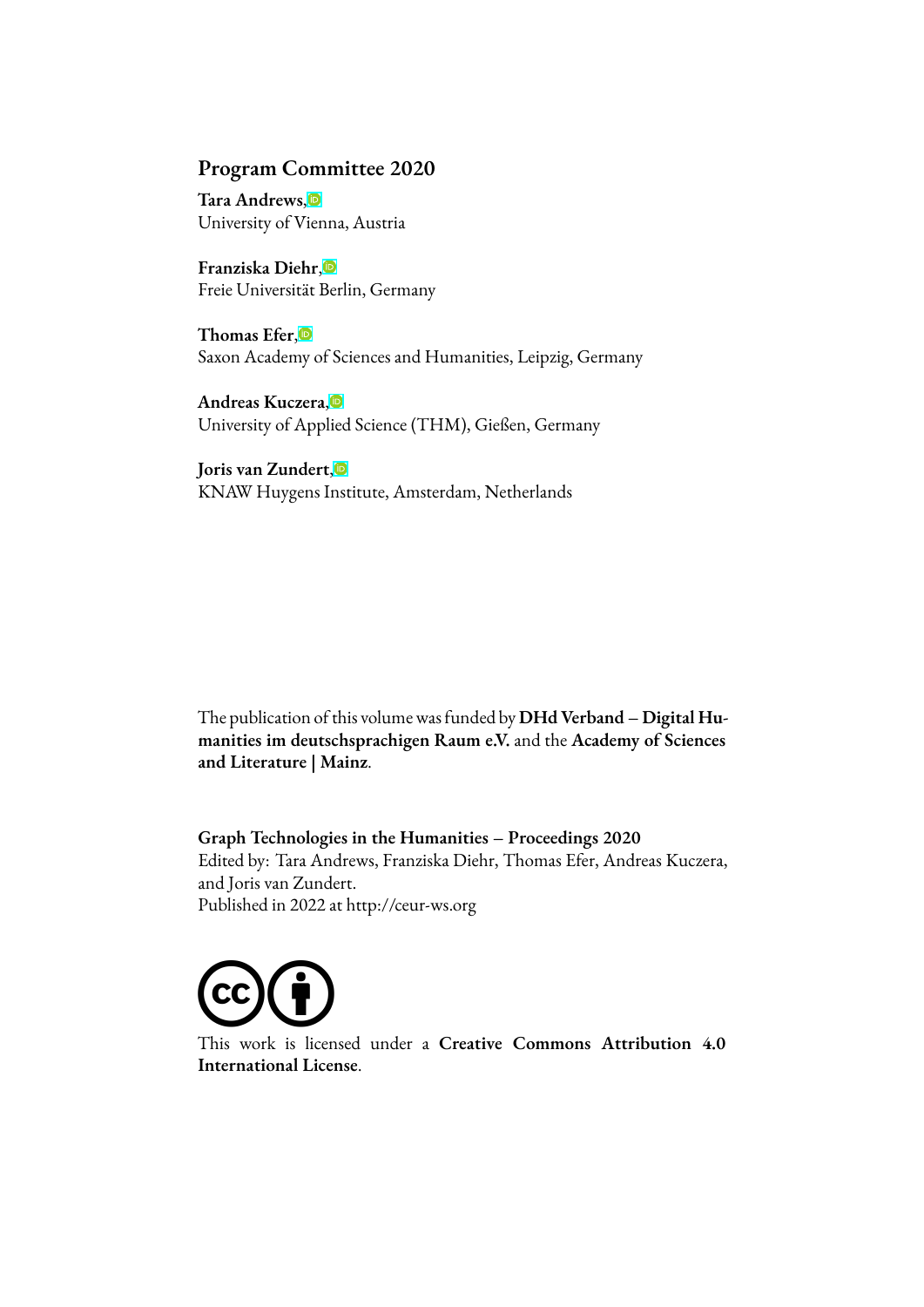## Program Committee 2020

**Tara Andrews**,
University of Vienna, Austria

**Franziska Diehr**,
Freie Universität Berlin, Germany

**Thomas Efer**,
Saxon Academy of Sciences and Humanities, Leipzig, Germany

**Andreas Kuczera**,
University of Applied Science (THM), Gießen, Germany

**Joris van Zundert**,
KNAW Huygens Institute, Amsterdam, Netherlands

The publication of this volume was funded by **DHd Verband – Digital Humanities im deutschsprachigen Raum e.V.** and the **Academy of Sciences and Literature | Mainz**.

**Graph Technologies in the Humanities – Proceedings 2020**
Edited by: Tara Andrews, Franziska Diehr, Thomas Efer, Andreas Kuczera, and Joris van Zundert.
Published in 2022 at http://ceur-ws.org

This work is licensed under a **Creative Commons Attribution 4.0 International License**.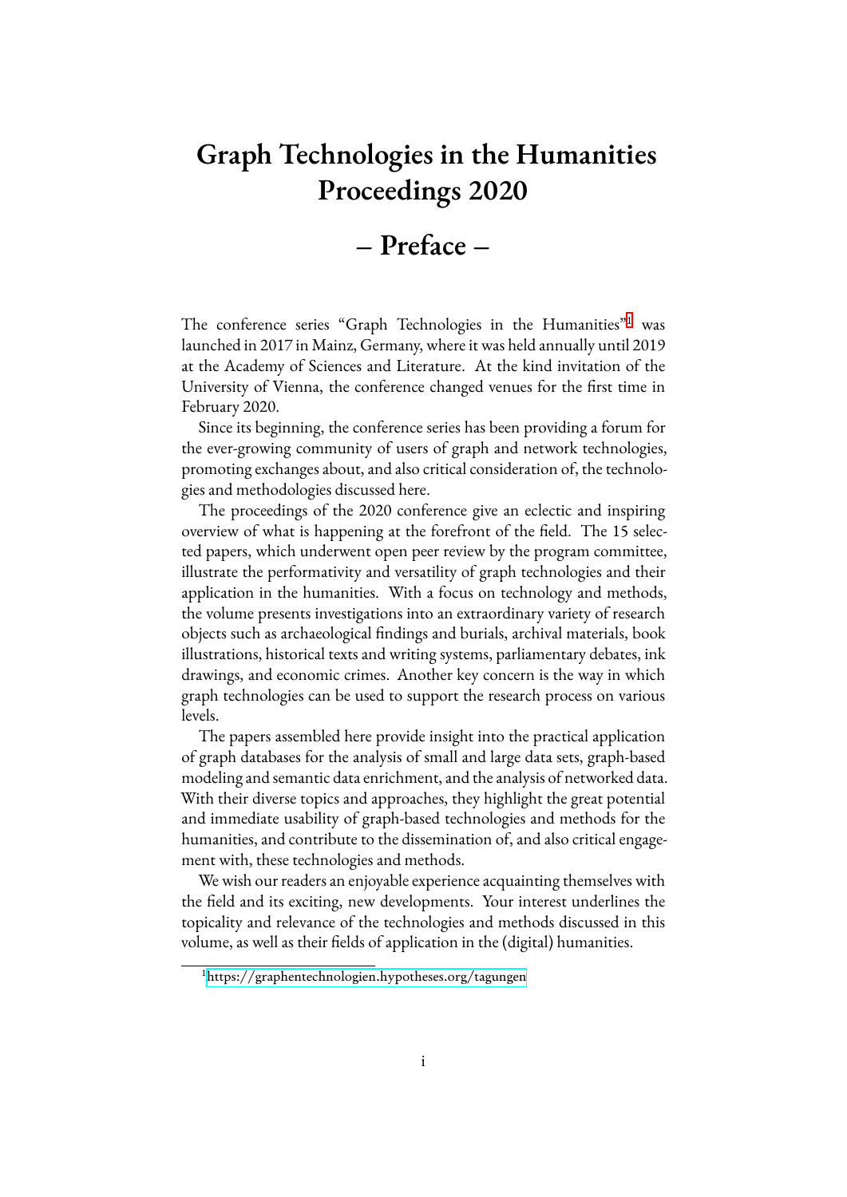# Graph Technologies in the Humanities Proceedings 2020

## – Preface –

The conference series "Graph Technologies in the Humanities"[1] was launched in 2017 in Mainz, Germany, where it was held annually until 2019 at the Academy of Sciences and Literature. At the kind invitation of the University of Vienna, the conference changed venues for the first time in February 2020.

Since its beginning, the conference series has been providing a forum for the ever-growing community of users of graph and network technologies, promoting exchanges about, and also critical consideration of, the technologies and methodologies discussed here.

The proceedings of the 2020 conference give an eclectic and inspiring overview of what is happening at the forefront of the field. The 15 selected papers, which underwent open peer review by the program committee, illustrate the performativity and versatility of graph technologies and their application in the humanities. With a focus on technology and methods, the volume presents investigations into an extraordinary variety of research objects such as archaeological findings and burials, archival materials, book illustrations, historical texts and writing systems, parliamentary debates, ink drawings, and economic crimes. Another key concern is the way in which graph technologies can be used to support the research process on various levels.

The papers assembled here provide insight into the practical application of graph databases for the analysis of small and large data sets, graph-based modeling and semantic data enrichment, and the analysis of networked data. With their diverse topics and approaches, they highlight the great potential and immediate usability of graph-based technologies and methods for the humanities, and contribute to the dissemination of, and also critical engagement with, these technologies and methods.

We wish our readers an enjoyable experience acquainting themselves with the field and its exciting, new developments. Your interest underlines the topicality and relevance of the technologies and methods discussed in this volume, as well as their fields of application in the (digital) humanities.

[1] https://graphentechnologien.hypotheses.org/tagungen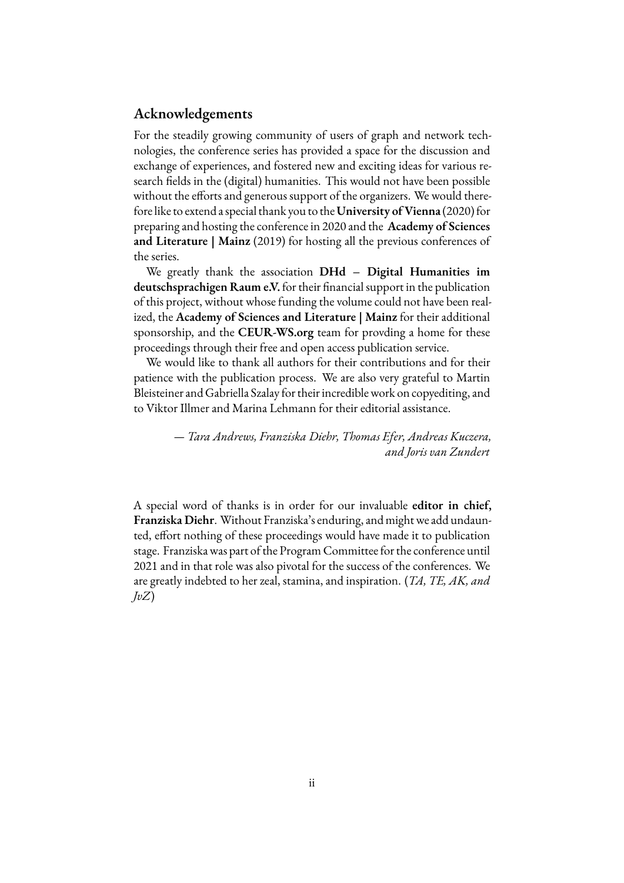## Acknowledgements

For the steadily growing community of users of graph and network technologies, the conference series has provided a space for the discussion and exchange of experiences, and fostered new and exciting ideas for various research fields in the (digital) humanities. This would not have been possible without the efforts and generous support of the organizers. We would therefore like to extend a special thank you to the **University of Vienna** (2020) for preparing and hosting the conference in 2020 and the **Academy of Sciences and Literature | Mainz** (2019) for hosting all the previous conferences of the series.

We greatly thank the association **DHd – Digital Humanities im deutschsprachigen Raum e.V.** for their financial support in the publication of this project, without whose funding the volume could not have been realized, the **Academy of Sciences and Literature | Mainz** for their additional sponsorship, and the **CEUR-WS.org** team for provding a home for these proceedings through their free and open access publication service.

We would like to thank all authors for their contributions and for their patience with the publication process. We are also very grateful to Martin Bleisteiner and Gabriella Szalay for their incredible work on copyediting, and to Viktor Illmer and Marina Lehmann for their editorial assistance.

*— Tara Andrews, Franziska Diehr, Thomas Efer, Andreas Kuczera, and Joris van Zundert*

A special word of thanks is in order for our invaluable **editor in chief, Franziska Diehr**. Without Franziska's enduring, and might we add undaunted, effort nothing of these proceedings would have made it to publication stage. Franziska was part of the Program Committee for the conference until 2021 and in that role was also pivotal for the success of the conferences. We are greatly indebted to her zeal, stamina, and inspiration. (*TA, TE, AK, and JvZ*)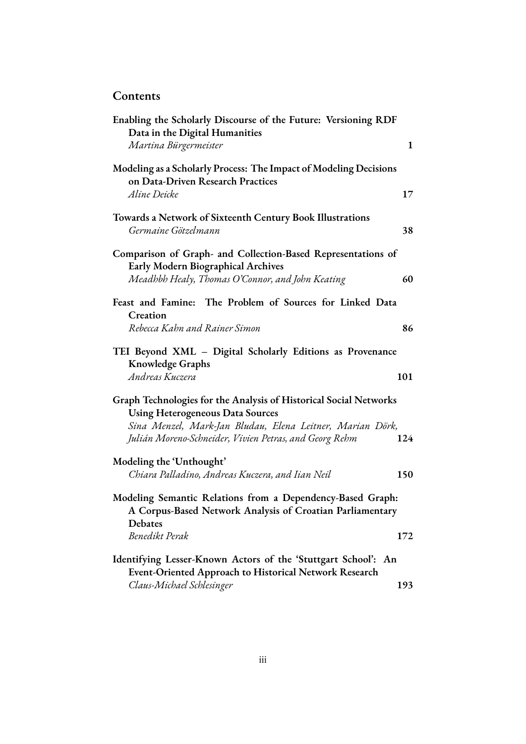## Contents

**Enabling the Scholarly Discourse of the Future: Versioning RDF Data in the Digital Humanities**
*Martina Bürgermeister* **1**

**Modeling as a Scholarly Process: The Impact of Modeling Decisions on Data-Driven Research Practices**
*Aline Deicke* **17**

**Towards a Network of Sixteenth Century Book Illustrations**
*Germaine Götzelmann* **38**

**Comparison of Graph- and Collection-Based Representations of Early Modern Biographical Archives**
*Meadhbh Healy, Thomas O'Connor, and John Keating* **60**

**Feast and Famine: The Problem of Sources for Linked Data Creation**
*Rebecca Kahn and Rainer Simon* **86**

**TEI Beyond XML – Digital Scholarly Editions as Provenance Knowledge Graphs**
*Andreas Kuczera* **101**

**Graph Technologies for the Analysis of Historical Social Networks Using Heterogeneous Data Sources**
*Sina Menzel, Mark-Jan Bludau, Elena Leitner, Marian Dörk, Julián Moreno-Schneider, Vivien Petras, and Georg Rehm* **124**

**Modeling the 'Unthought'**
*Chiara Palladino, Andreas Kuczera, and Iian Neil* **150**

**Modeling Semantic Relations from a Dependency-Based Graph: A Corpus-Based Network Analysis of Croatian Parliamentary Debates**
*Benedikt Perak* **172**

**Identifying Lesser-Known Actors of the 'Stuttgart School': An Event-Oriented Approach to Historical Network Research**
*Claus-Michael Schlesinger* **193**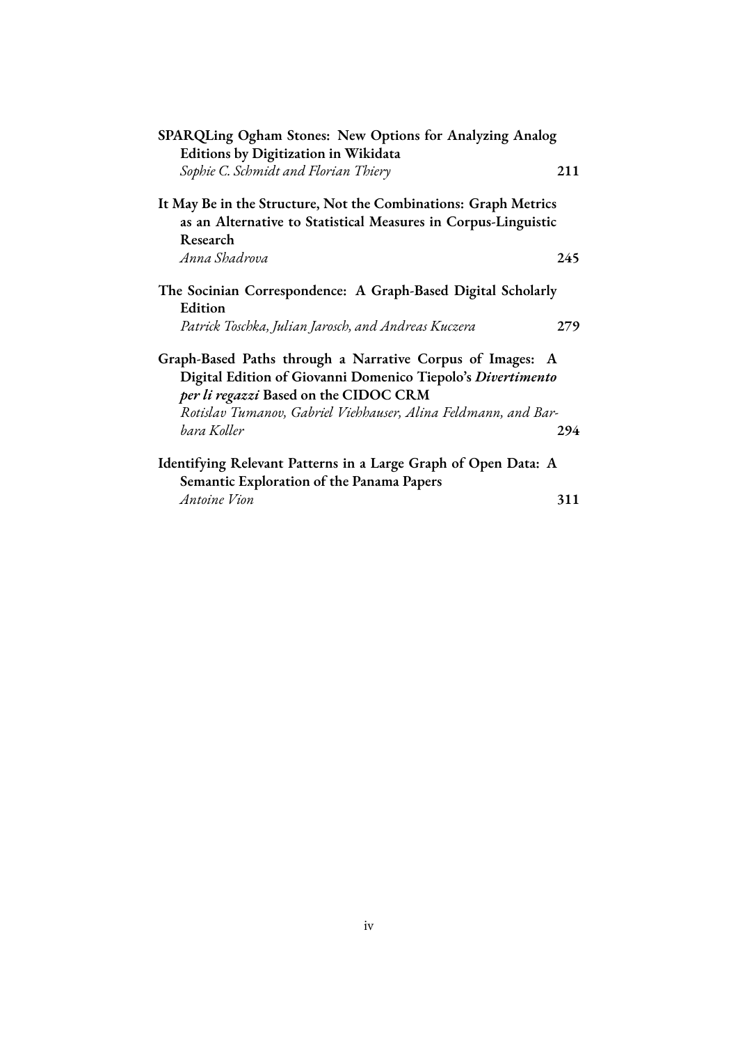**SPARQLing Ogham Stones: New Options for Analyzing Analog Editions by Digitization in Wikidata**
*Sophie C. Schmidt and Florian Thiery* **211**

**It May Be in the Structure, Not the Combinations: Graph Metrics as an Alternative to Statistical Measures in Corpus-Linguistic Research**
*Anna Shadrova* **245**

**The Socinian Correspondence: A Graph-Based Digital Scholarly Edition**
*Patrick Toschka, Julian Jarosch, and Andreas Kuczera* **279**

**Graph-Based Paths through a Narrative Corpus of Images: A Digital Edition of Giovanni Domenico Tiepolo's *Divertimento per li regazzi* Based on the CIDOC CRM**
*Rotislav Tumanov, Gabriel Viehhauser, Alina Feldmann, and Barbara Koller* **294**

**Identifying Relevant Patterns in a Large Graph of Open Data: A Semantic Exploration of the Panama Papers**
*Antoine Vion* **311**